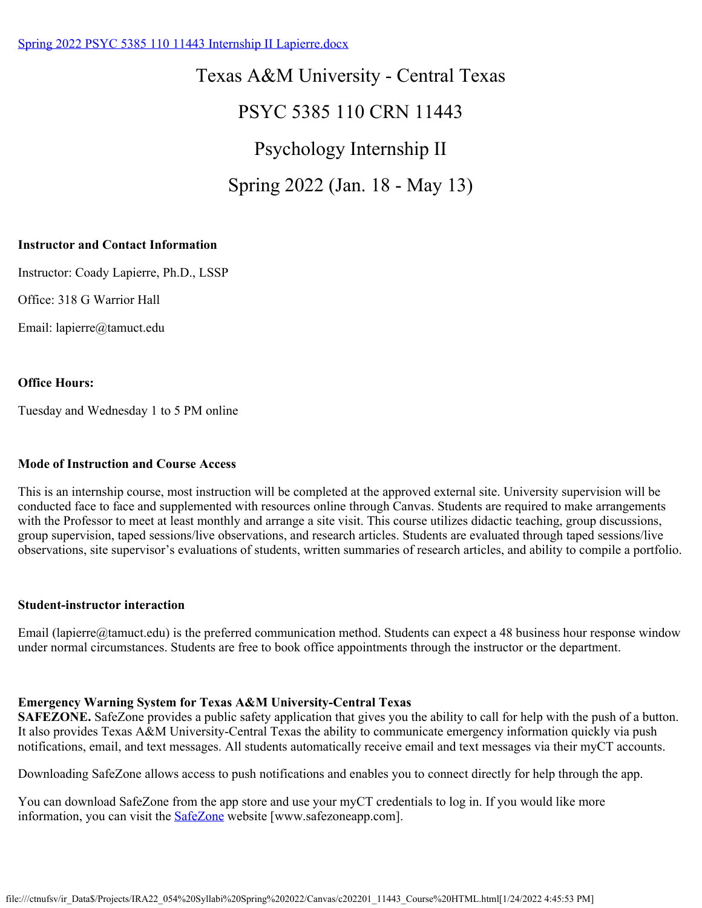[Spring 2022 PSYC 5385 110 11443 Internship II Lapierre.docx]

# Texas A&M University - Central Texas

# PSYC 5385 110 CRN 11443

# Psychology Internship II

# Spring 2022 (Jan. 18 - May 13)

**Instructor and Contact Information**

Instructor: Coady Lapierre, Ph.D., LSSP

Office: 318 G Warrior Hall

Email: lapierre@tamuct.edu

**Office Hours:**

Tuesday and Wednesday 1 to 5 PM online

**Mode of Instruction and Course Access**

This is an internship course, most instruction will be completed at the approved external site. University supervision will be conducted face to face and supplemented with resources online through Canvas. Students are required to make arrangements with the Professor to meet at least monthly and arrange a site visit. This course utilizes didactic teaching, group discussions, group supervision, taped sessions/live observations, and research articles. Students are evaluated through taped sessions/live observations, site supervisor's evaluations of students, written summaries of research articles, and ability to compile a portfolio.

**Student-instructor interaction**

Email (lapierre@tamuct.edu) is the preferred communication method. Students can expect a 48 business hour response window under normal circumstances. Students are free to book office appointments through the instructor or the department.

**Emergency Warning System for Texas A&M University-Central Texas**

**SAFEZONE.** SafeZone provides a public safety application that gives you the ability to call for help with the push of a button. It also provides Texas A&M University-Central Texas the ability to communicate emergency information quickly via push notifications, email, and text messages. All students automatically receive email and text messages via their myCT accounts.

Downloading SafeZone allows access to push notifications and enables you to connect directly for help through the app.

You can download SafeZone from the app store and use your myCT credentials to log in. If you would like more information, you can visit the SafeZone website [www.safezoneapp.com].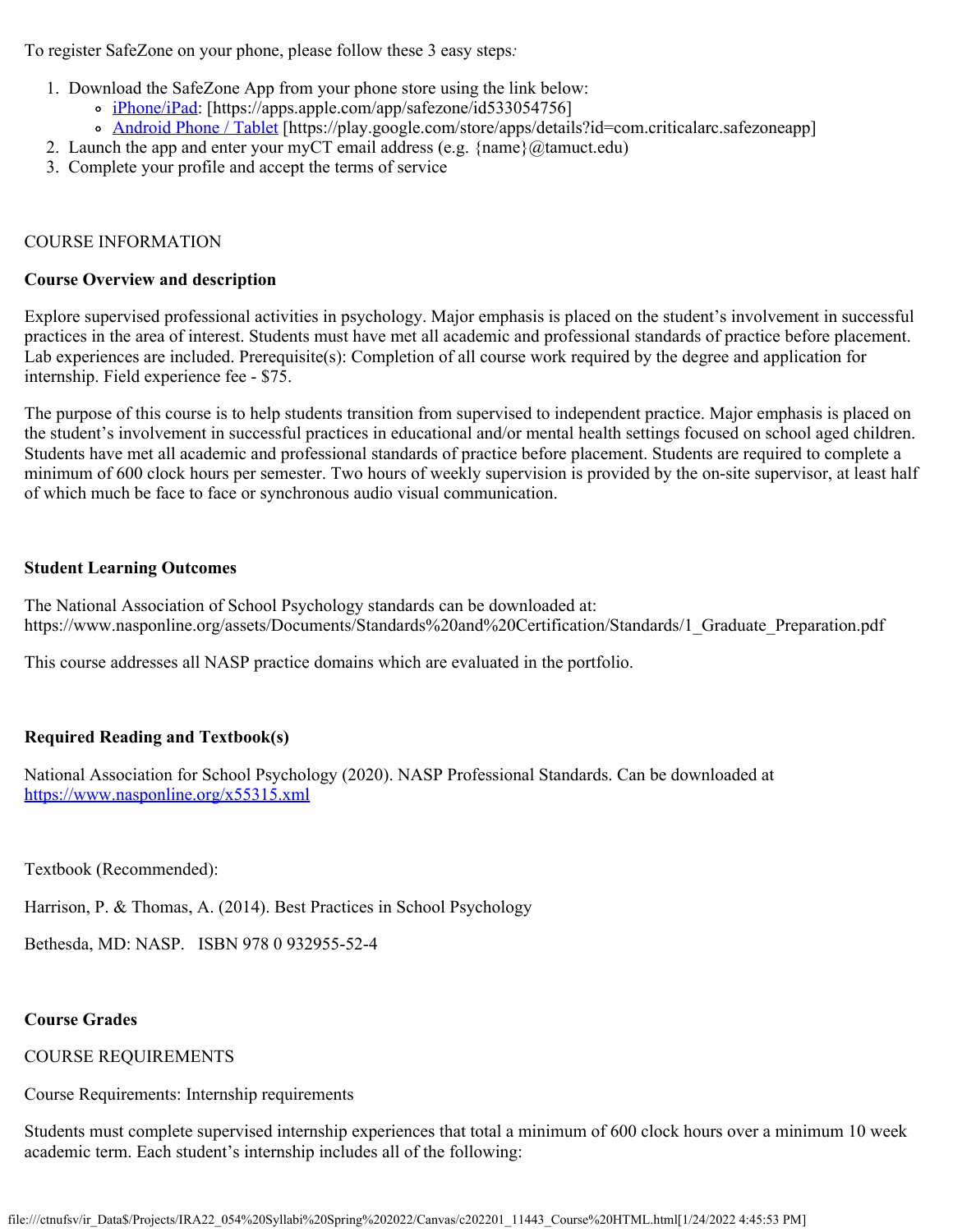To register SafeZone on your phone, please follow these 3 easy steps:

1. Download the SafeZone App from your phone store using the link below:
   - iPhone/iPad: [https://apps.apple.com/app/safezone/id533054756]
   - Android Phone / Tablet [https://play.google.com/store/apps/details?id=com.criticalarc.safezoneapp]
2. Launch the app and enter your myCT email address (e.g. {name}@tamuct.edu)
3. Complete your profile and accept the terms of service

COURSE INFORMATION

**Course Overview and description**

Explore supervised professional activities in psychology. Major emphasis is placed on the student's involvement in successful practices in the area of interest. Students must have met all academic and professional standards of practice before placement. Lab experiences are included. Prerequisite(s): Completion of all course work required by the degree and application for internship. Field experience fee - $75.

The purpose of this course is to help students transition from supervised to independent practice. Major emphasis is placed on the student's involvement in successful practices in educational and/or mental health settings focused on school aged children. Students have met all academic and professional standards of practice before placement. Students are required to complete a minimum of 600 clock hours per semester. Two hours of weekly supervision is provided by the on-site supervisor, at least half of which much be face to face or synchronous audio visual communication.

**Student Learning Outcomes**

The National Association of School Psychology standards can be downloaded at: https://www.nasponline.org/assets/Documents/Standards%20and%20Certification/Standards/1_Graduate_Preparation.pdf

This course addresses all NASP practice domains which are evaluated in the portfolio.

**Required Reading and Textbook(s)**

National Association for School Psychology (2020). NASP Professional Standards. Can be downloaded at https://www.nasponline.org/x55315.xml

Textbook (Recommended):

Harrison, P. & Thomas, A. (2014). Best Practices in School Psychology

Bethesda, MD: NASP. ISBN 978 0 932955-52-4

**Course Grades**

COURSE REQUIREMENTS

Course Requirements: Internship requirements

Students must complete supervised internship experiences that total a minimum of 600 clock hours over a minimum 10 week academic term. Each student's internship includes all of the following: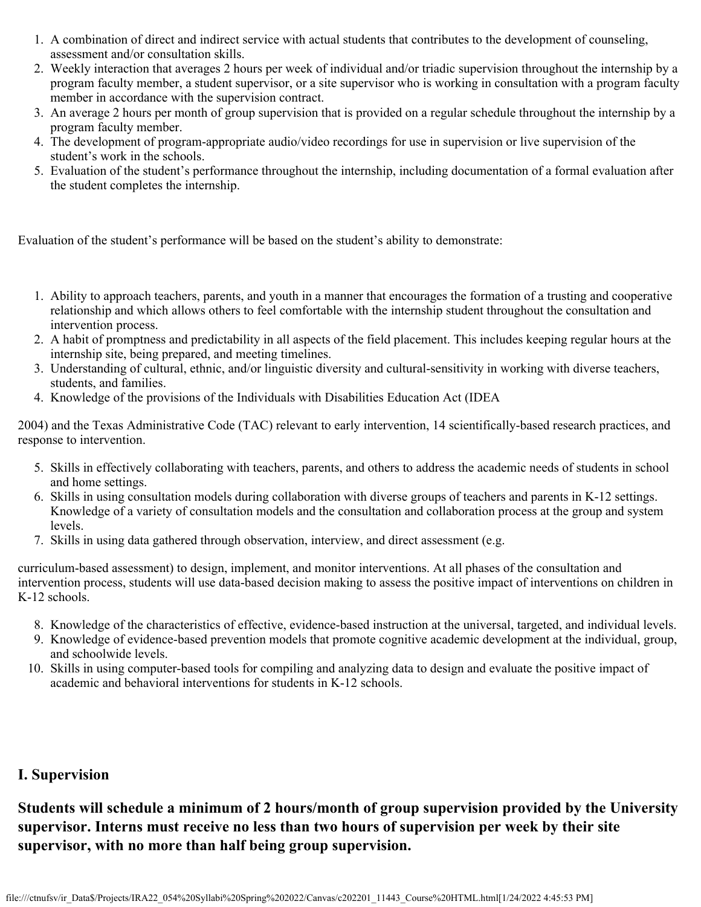1. A combination of direct and indirect service with actual students that contributes to the development of counseling, assessment and/or consultation skills.
2. Weekly interaction that averages 2 hours per week of individual and/or triadic supervision throughout the internship by a program faculty member, a student supervisor, or a site supervisor who is working in consultation with a program faculty member in accordance with the supervision contract.
3. An average 2 hours per month of group supervision that is provided on a regular schedule throughout the internship by a program faculty member.
4. The development of program-appropriate audio/video recordings for use in supervision or live supervision of the student's work in the schools.
5. Evaluation of the student's performance throughout the internship, including documentation of a formal evaluation after the student completes the internship.

Evaluation of the student's performance will be based on the student's ability to demonstrate:

1. Ability to approach teachers, parents, and youth in a manner that encourages the formation of a trusting and cooperative relationship and which allows others to feel comfortable with the internship student throughout the consultation and intervention process.
2. A habit of promptness and predictability in all aspects of the field placement. This includes keeping regular hours at the internship site, being prepared, and meeting timelines.
3. Understanding of cultural, ethnic, and/or linguistic diversity and cultural-sensitivity in working with diverse teachers, students, and families.
4. Knowledge of the provisions of the Individuals with Disabilities Education Act (IDEA

2004) and the Texas Administrative Code (TAC) relevant to early intervention, 14 scientifically-based research practices, and response to intervention.

5. Skills in effectively collaborating with teachers, parents, and others to address the academic needs of students in school and home settings.
6. Skills in using consultation models during collaboration with diverse groups of teachers and parents in K-12 settings. Knowledge of a variety of consultation models and the consultation and collaboration process at the group and system levels.
7. Skills in using data gathered through observation, interview, and direct assessment (e.g.

curriculum-based assessment) to design, implement, and monitor interventions. At all phases of the consultation and intervention process, students will use data-based decision making to assess the positive impact of interventions on children in K-12 schools.

8. Knowledge of the characteristics of effective, evidence-based instruction at the universal, targeted, and individual levels.
9. Knowledge of evidence-based prevention models that promote cognitive academic development at the individual, group, and schoolwide levels.
10. Skills in using computer-based tools for compiling and analyzing data to design and evaluate the positive impact of academic and behavioral interventions for students in K-12 schools.

## I. Supervision

### Students will schedule a minimum of 2 hours/month of group supervision provided by the University supervisor. Interns must receive no less than two hours of supervision per week by their site supervisor, with no more than half being group supervision.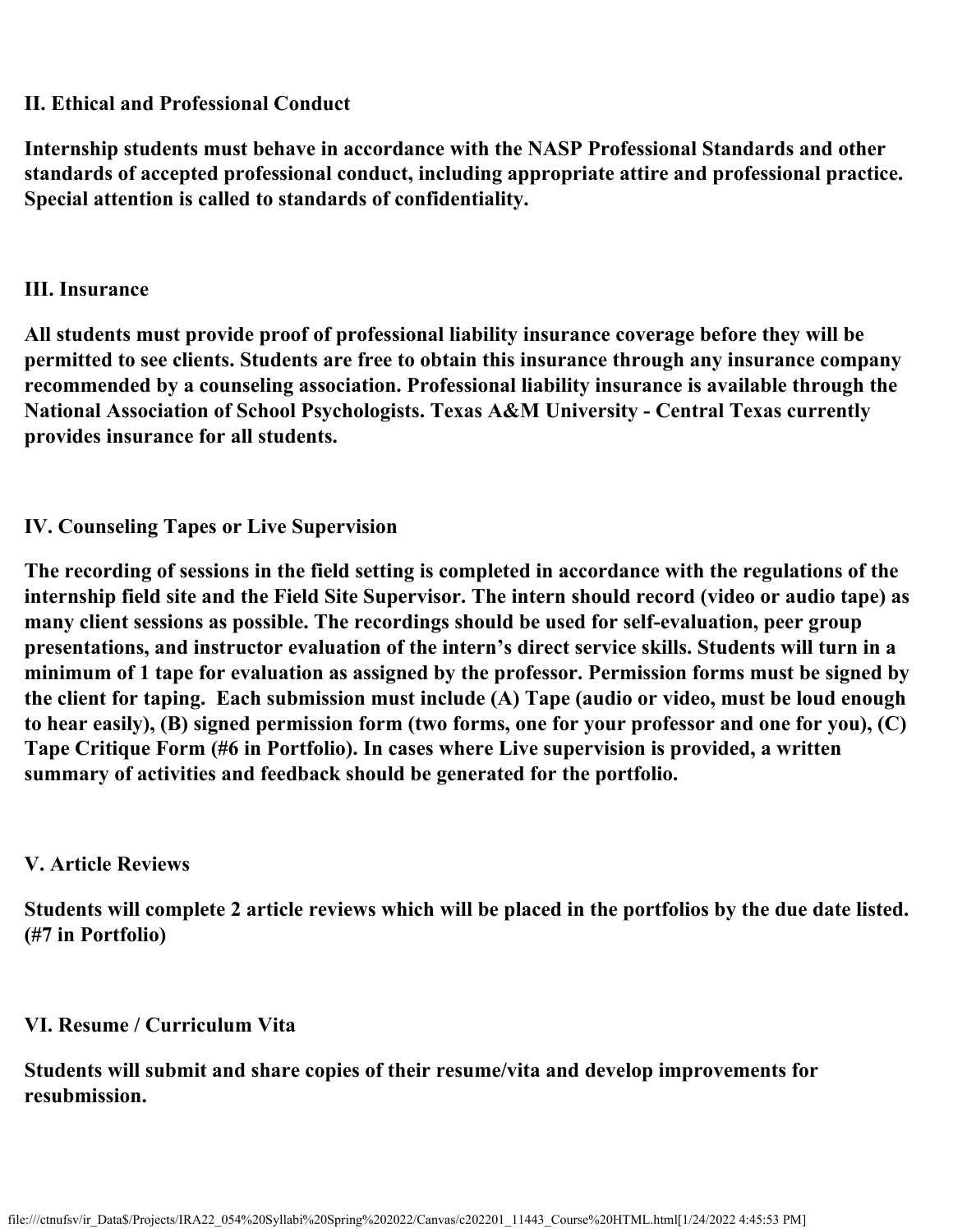### II. Ethical and Professional Conduct

**Internship students must behave in accordance with the NASP Professional Standards and other standards of accepted professional conduct, including appropriate attire and professional practice. Special attention is called to standards of confidentiality.**

### III. Insurance

**All students must provide proof of professional liability insurance coverage before they will be permitted to see clients. Students are free to obtain this insurance through any insurance company recommended by a counseling association. Professional liability insurance is available through the National Association of School Psychologists. Texas A&M University - Central Texas currently provides insurance for all students.**

### IV. Counseling Tapes or Live Supervision

**The recording of sessions in the field setting is completed in accordance with the regulations of the internship field site and the Field Site Supervisor. The intern should record (video or audio tape) as many client sessions as possible. The recordings should be used for self-evaluation, peer group presentations, and instructor evaluation of the intern's direct service skills. Students will turn in a minimum of 1 tape for evaluation as assigned by the professor. Permission forms must be signed by the client for taping. Each submission must include (A) Tape (audio or video, must be loud enough to hear easily), (B) signed permission form (two forms, one for your professor and one for you), (C) Tape Critique Form (#6 in Portfolio). In cases where Live supervision is provided, a written summary of activities and feedback should be generated for the portfolio.**

### V. Article Reviews

**Students will complete 2 article reviews which will be placed in the portfolios by the due date listed. (#7 in Portfolio)**

### VI. Resume / Curriculum Vita

**Students will submit and share copies of their resume/vita and develop improvements for resubmission.**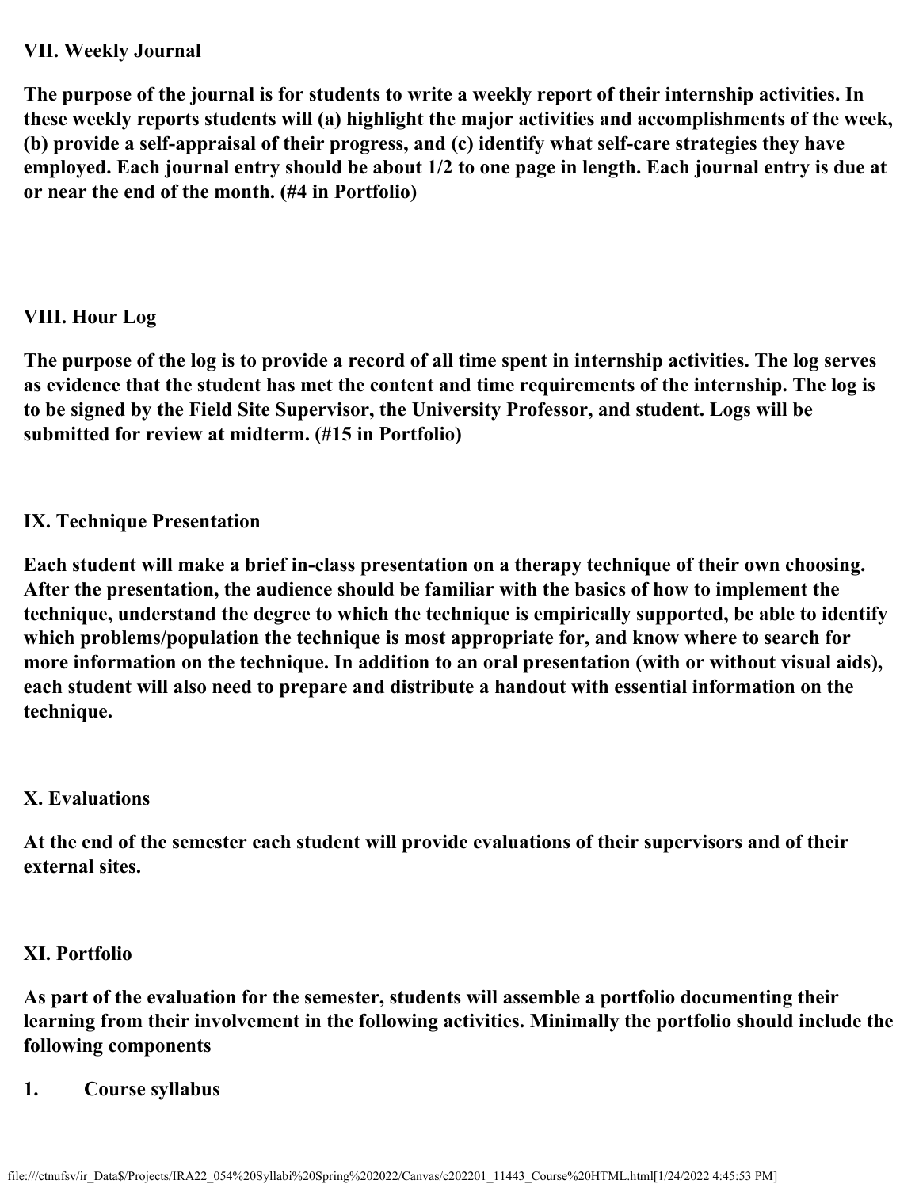## VII. Weekly Journal

**The purpose of the journal is for students to write a weekly report of their internship activities. In these weekly reports students will (a) highlight the major activities and accomplishments of the week, (b) provide a self-appraisal of their progress, and (c) identify what self-care strategies they have employed. Each journal entry should be about 1/2 to one page in length. Each journal entry is due at or near the end of the month. (#4 in Portfolio)**

## VIII. Hour Log

**The purpose of the log is to provide a record of all time spent in internship activities. The log serves as evidence that the student has met the content and time requirements of the internship. The log is to be signed by the Field Site Supervisor, the University Professor, and student. Logs will be submitted for review at midterm. (#15 in Portfolio)**

## IX. Technique Presentation

**Each student will make a brief in-class presentation on a therapy technique of their own choosing. After the presentation, the audience should be familiar with the basics of how to implement the technique, understand the degree to which the technique is empirically supported, be able to identify which problems/population the technique is most appropriate for, and know where to search for more information on the technique. In addition to an oral presentation (with or without visual aids), each student will also need to prepare and distribute a handout with essential information on the technique.**

## X. Evaluations

**At the end of the semester each student will provide evaluations of their supervisors and of their external sites.**

## XI. Portfolio

**As part of the evaluation for the semester, students will assemble a portfolio documenting their learning from their involvement in the following activities. Minimally the portfolio should include the following components**

1. **Course syllabus**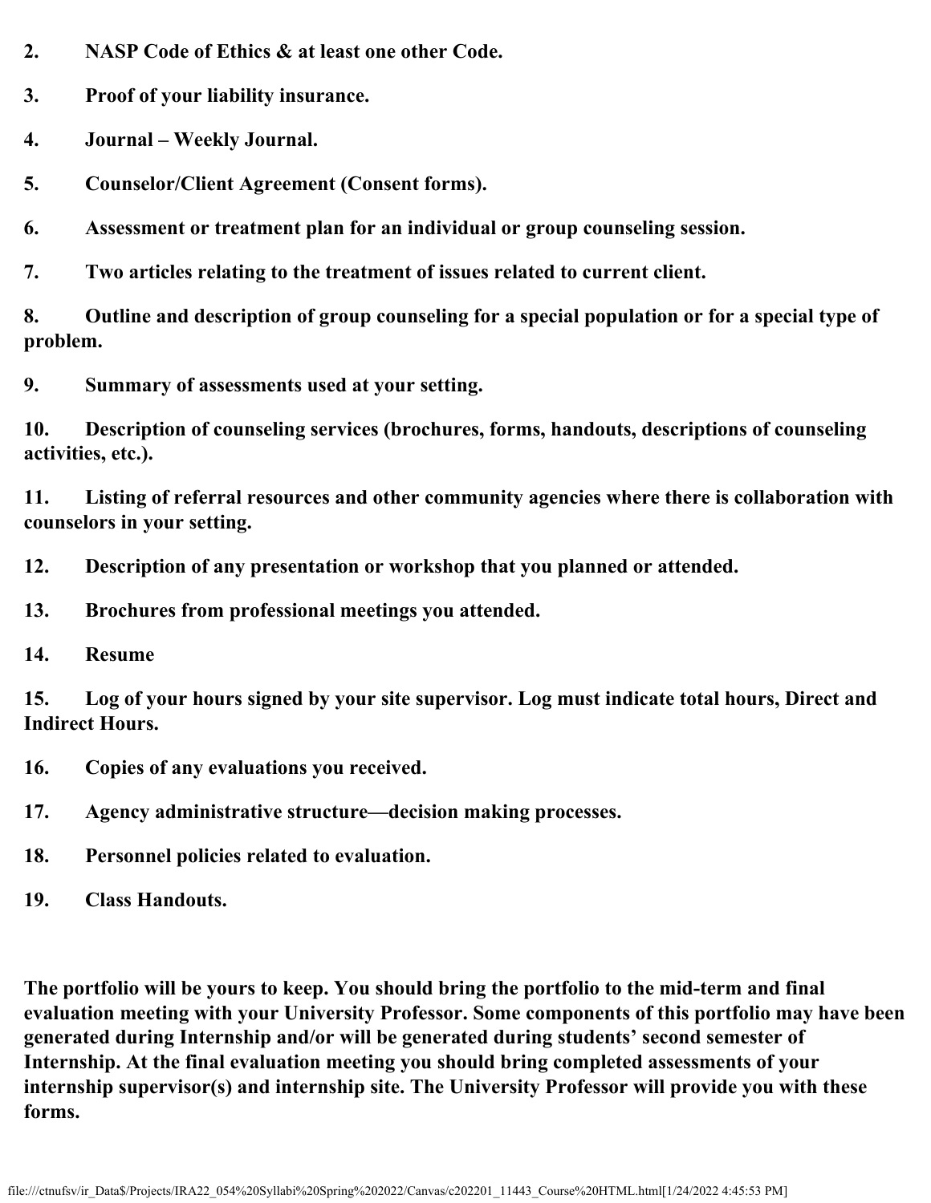**2. NASP Code of Ethics & at least one other Code.**

**3. Proof of your liability insurance.**

**4. Journal – Weekly Journal.**

**5. Counselor/Client Agreement (Consent forms).**

**6. Assessment or treatment plan for an individual or group counseling session.**

**7. Two articles relating to the treatment of issues related to current client.**

**8. Outline and description of group counseling for a special population or for a special type of problem.**

**9. Summary of assessments used at your setting.**

**10. Description of counseling services (brochures, forms, handouts, descriptions of counseling activities, etc.).**

**11. Listing of referral resources and other community agencies where there is collaboration with counselors in your setting.**

**12. Description of any presentation or workshop that you planned or attended.**

**13. Brochures from professional meetings you attended.**

**14. Resume**

**15. Log of your hours signed by your site supervisor. Log must indicate total hours, Direct and Indirect Hours.**

**16. Copies of any evaluations you received.**

**17. Agency administrative structure—decision making processes.**

**18. Personnel policies related to evaluation.**

**19. Class Handouts.**

**The portfolio will be yours to keep. You should bring the portfolio to the mid-term and final evaluation meeting with your University Professor. Some components of this portfolio may have been generated during Internship and/or will be generated during students' second semester of Internship. At the final evaluation meeting you should bring completed assessments of your internship supervisor(s) and internship site. The University Professor will provide you with these forms.**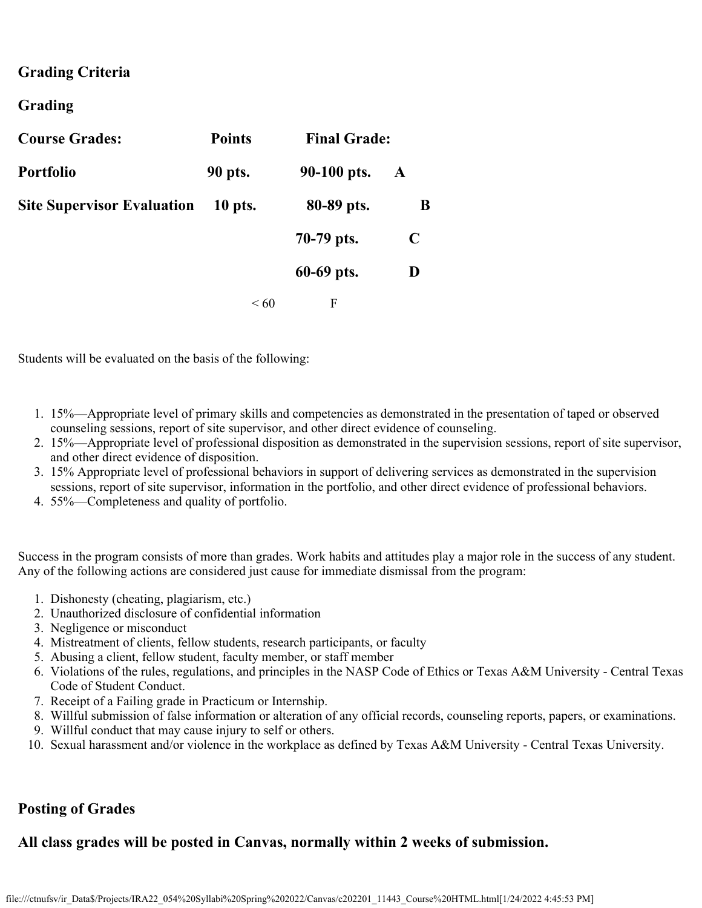**Grading Criteria**

**Grading**

| Course Grades: | Points | Final Grade: | |
|---|---|---|---|
| Portfolio | 90 pts. | 90-100 pts. | A |
| Site Supervisor Evaluation | 10 pts. | 80-89 pts. | B |
| | | 70-79 pts. | C |
| | | 60-69 pts. | D |
| | | < 60 | F |

Students will be evaluated on the basis of the following:

1. 15%—Appropriate level of primary skills and competencies as demonstrated in the presentation of taped or observed counseling sessions, report of site supervisor, and other direct evidence of counseling.
2. 15%—Appropriate level of professional disposition as demonstrated in the supervision sessions, report of site supervisor, and other direct evidence of disposition.
3. 15% Appropriate level of professional behaviors in support of delivering services as demonstrated in the supervision sessions, report of site supervisor, information in the portfolio, and other direct evidence of professional behaviors.
4. 55%—Completeness and quality of portfolio.

Success in the program consists of more than grades. Work habits and attitudes play a major role in the success of any student. Any of the following actions are considered just cause for immediate dismissal from the program:

1. Dishonesty (cheating, plagiarism, etc.)
2. Unauthorized disclosure of confidential information
3. Negligence or misconduct
4. Mistreatment of clients, fellow students, research participants, or faculty
5. Abusing a client, fellow student, faculty member, or staff member
6. Violations of the rules, regulations, and principles in the NASP Code of Ethics or Texas A&M University - Central Texas Code of Student Conduct.
7. Receipt of a Failing grade in Practicum or Internship.
8. Willful submission of false information or alteration of any official records, counseling reports, papers, or examinations.
9. Willful conduct that may cause injury to self or others.
10. Sexual harassment and/or violence in the workplace as defined by Texas A&M University - Central Texas University.

## Posting of Grades

**All class grades will be posted in Canvas, normally within 2 weeks of submission.**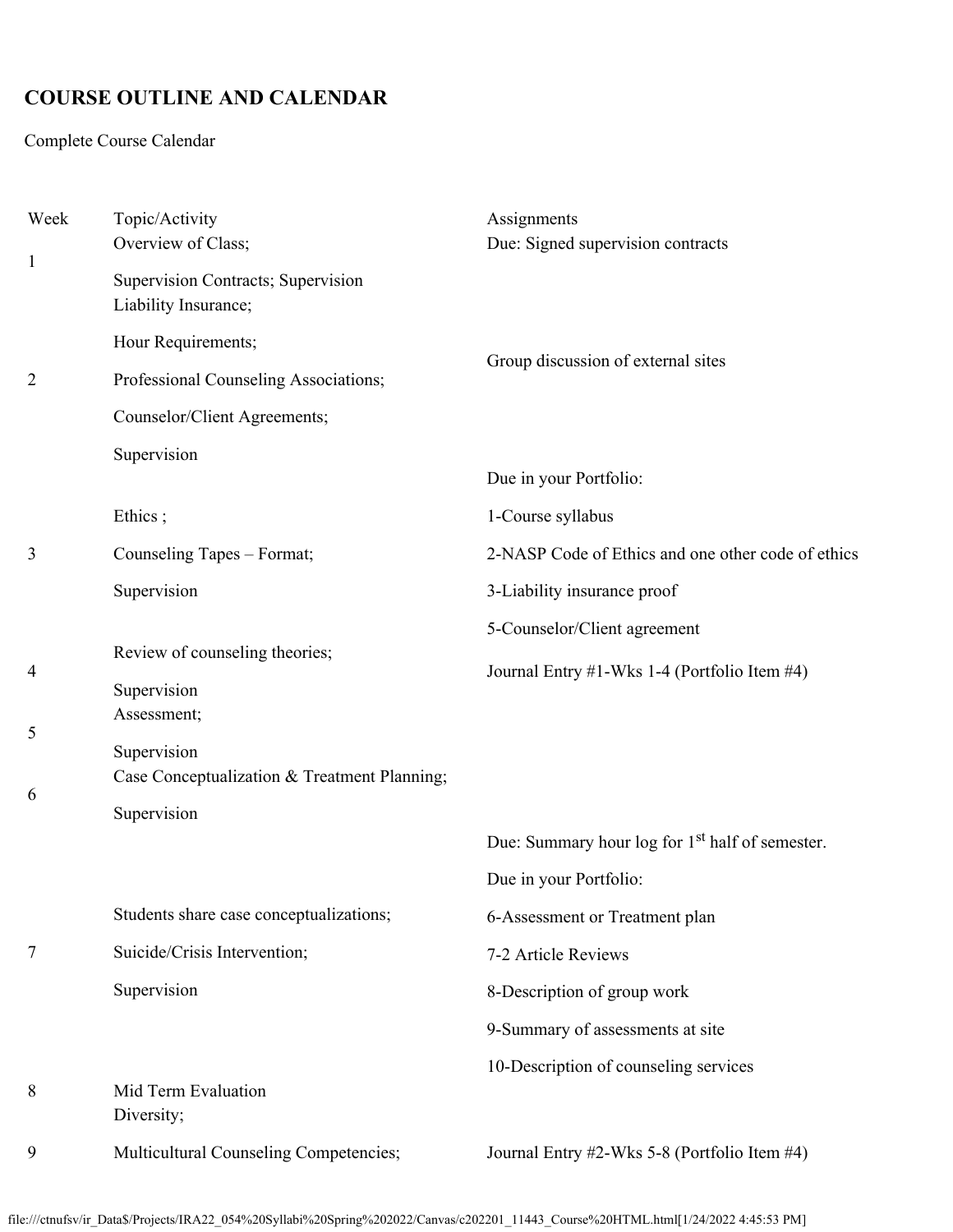## COURSE OUTLINE AND CALENDAR

Complete Course Calendar

| Week | Topic/Activity | Assignments |
|---|---|---|
| 1 | Overview of Class; Supervision Contracts; Supervision Liability Insurance; | Due: Signed supervision contracts |
| 2 | Hour Requirements; Professional Counseling Associations; Counselor/Client Agreements; Supervision | Group discussion of external sites |
| 3 | Ethics ; Counseling Tapes – Format; Supervision | Due in your Portfolio: 1-Course syllabus 2-NASP Code of Ethics and one other code of ethics 3-Liability insurance proof 5-Counselor/Client agreement |
| 4 | Review of counseling theories; Supervision | Journal Entry #1-Wks 1-4 (Portfolio Item #4) |
| 5 | Assessment; Supervision | |
| 6 | Case Conceptualization & Treatment Planning; Supervision | |
| 7 | Students share case conceptualizations; Suicide/Crisis Intervention; Supervision | Due: Summary hour log for 1st half of semester. Due in your Portfolio: 6-Assessment or Treatment plan 7-2 Article Reviews 8-Description of group work 9-Summary of assessments at site 10-Description of counseling services |
| 8 | Mid Term Evaluation | |
| 9 | Diversity; Multicultural Counseling Competencies; | Journal Entry #2-Wks 5-8 (Portfolio Item #4) |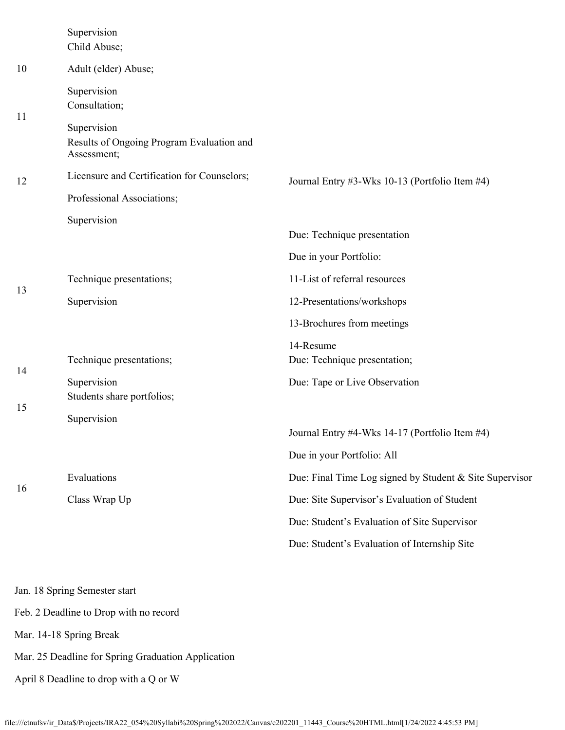| Week | Topic | Assignments |
| --- | --- | --- |
| | Supervision | |
| 10 | Child Abuse; Adult (elder) Abuse; Supervision | |
| 11 | Consultation; Supervision | |
| 12 | Results of Ongoing Program Evaluation and Assessment; Licensure and Certification for Counselors; Professional Associations; Supervision | Journal Entry #3-Wks 10-13 (Portfolio Item #4) |
| 13 | Technique presentations; Supervision | Due: Technique presentation<br>Due in your Portfolio:<br>11-List of referral resources<br>12-Presentations/workshops<br>13-Brochures from meetings<br>14-Resume |
| 14 | Technique presentations; Supervision | Due: Technique presentation;<br>Due: Tape or Live Observation |
| 15 | Students share portfolios; Supervision | |
| 16 | Evaluations<br>Class Wrap Up | Journal Entry #4-Wks 14-17 (Portfolio Item #4)<br>Due in your Portfolio: All<br>Due: Final Time Log signed by Student & Site Supervisor<br>Due: Site Supervisor's Evaluation of Student<br>Due: Student's Evaluation of Site Supervisor<br>Due: Student's Evaluation of Internship Site |

Jan. 18 Spring Semester start

Feb. 2 Deadline to Drop with no record

Mar. 14-18 Spring Break

Mar. 25 Deadline for Spring Graduation Application

April 8 Deadline to drop with a Q or W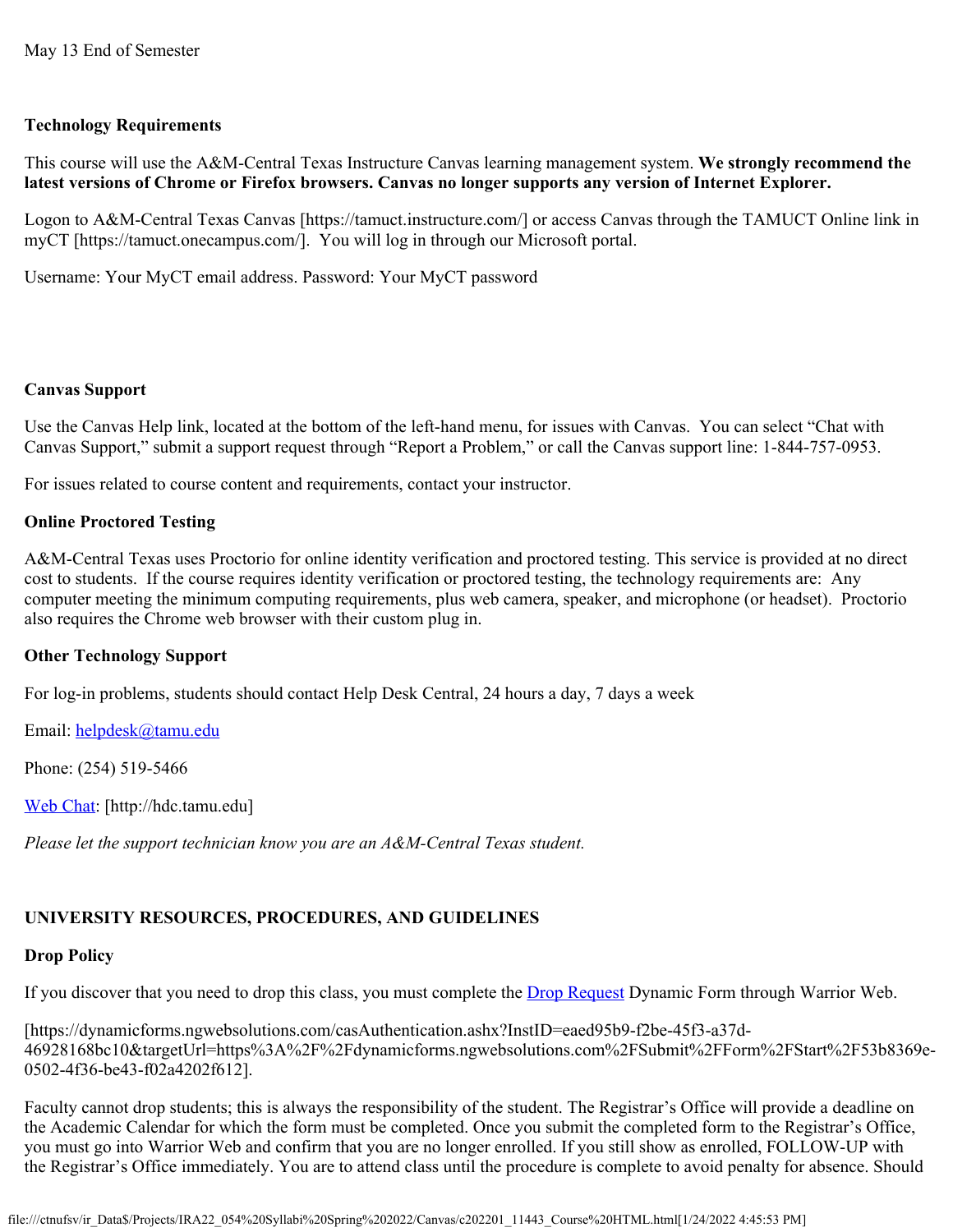May 13 End of Semester

**Technology Requirements**

This course will use the A&M-Central Texas Instructure Canvas learning management system. **We strongly recommend the latest versions of Chrome or Firefox browsers. Canvas no longer supports any version of Internet Explorer.**

Logon to A&M-Central Texas Canvas [https://tamuct.instructure.com/] or access Canvas through the TAMUCT Online link in myCT [https://tamuct.onecampus.com/]. You will log in through our Microsoft portal.

Username: Your MyCT email address. Password: Your MyCT password

**Canvas Support**

Use the Canvas Help link, located at the bottom of the left-hand menu, for issues with Canvas. You can select "Chat with Canvas Support," submit a support request through "Report a Problem," or call the Canvas support line: 1-844-757-0953.

For issues related to course content and requirements, contact your instructor.

**Online Proctored Testing**

A&M-Central Texas uses Proctorio for online identity verification and proctored testing. This service is provided at no direct cost to students. If the course requires identity verification or proctored testing, the technology requirements are: Any computer meeting the minimum computing requirements, plus web camera, speaker, and microphone (or headset). Proctorio also requires the Chrome web browser with their custom plug in.

**Other Technology Support**

For log-in problems, students should contact Help Desk Central, 24 hours a day, 7 days a week

Email: helpdesk@tamu.edu

Phone: (254) 519-5466

Web Chat: [http://hdc.tamu.edu]

*Please let the support technician know you are an A&M-Central Texas student.*

**UNIVERSITY RESOURCES, PROCEDURES, AND GUIDELINES**

**Drop Policy**

If you discover that you need to drop this class, you must complete the Drop Request Dynamic Form through Warrior Web.

[https://dynamicforms.ngwebsolutions.com/casAuthentication.ashx?InstID=eaed95b9-f2be-45f3-a37d-46928168bc10&targetUrl=https%3A%2F%2Fdynamicforms.ngwebsolutions.com%2FSubmit%2FForm%2FStart%2F53b8369e-0502-4f36-be43-f02a4202f612].

Faculty cannot drop students; this is always the responsibility of the student. The Registrar's Office will provide a deadline on the Academic Calendar for which the form must be completed. Once you submit the completed form to the Registrar's Office, you must go into Warrior Web and confirm that you are no longer enrolled. If you still show as enrolled, FOLLOW-UP with the Registrar's Office immediately. You are to attend class until the procedure is complete to avoid penalty for absence. Should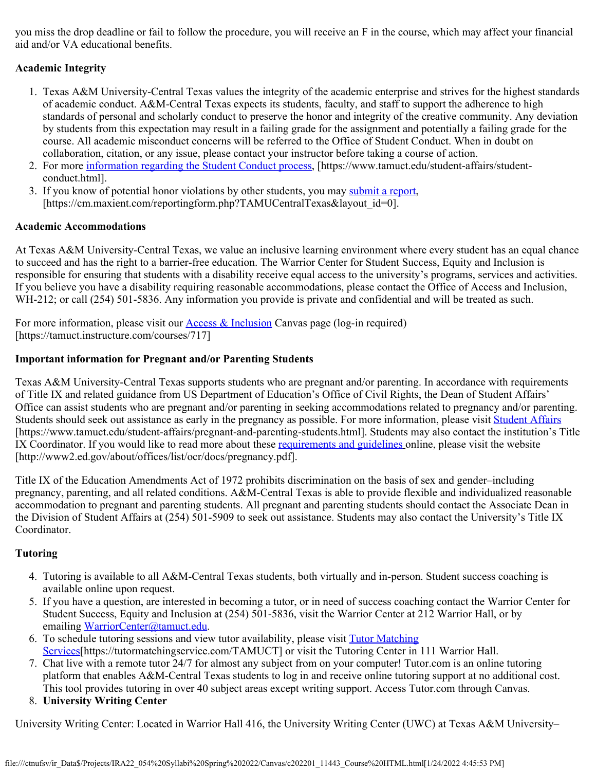you miss the drop deadline or fail to follow the procedure, you will receive an F in the course, which may affect your financial aid and/or VA educational benefits.

**Academic Integrity**

1. Texas A&M University-Central Texas values the integrity of the academic enterprise and strives for the highest standards of academic conduct. A&M-Central Texas expects its students, faculty, and staff to support the adherence to high standards of personal and scholarly conduct to preserve the honor and integrity of the creative community. Any deviation by students from this expectation may result in a failing grade for the assignment and potentially a failing grade for the course. All academic misconduct concerns will be referred to the Office of Student Conduct. When in doubt on collaboration, citation, or any issue, please contact your instructor before taking a course of action.
2. For more information regarding the Student Conduct process, [https://www.tamuct.edu/student-affairs/student-conduct.html].
3. If you know of potential honor violations by other students, you may submit a report, [https://cm.maxient.com/reportingform.php?TAMUCentralTexas&layout_id=0].

**Academic Accommodations**

At Texas A&M University-Central Texas, we value an inclusive learning environment where every student has an equal chance to succeed and has the right to a barrier-free education. The Warrior Center for Student Success, Equity and Inclusion is responsible for ensuring that students with a disability receive equal access to the university's programs, services and activities. If you believe you have a disability requiring reasonable accommodations, please contact the Office of Access and Inclusion, WH-212; or call (254) 501-5836. Any information you provide is private and confidential and will be treated as such.

For more information, please visit our Access & Inclusion Canvas page (log-in required) [https://tamuct.instructure.com/courses/717]

**Important information for Pregnant and/or Parenting Students**

Texas A&M University-Central Texas supports students who are pregnant and/or parenting. In accordance with requirements of Title IX and related guidance from US Department of Education's Office of Civil Rights, the Dean of Student Affairs' Office can assist students who are pregnant and/or parenting in seeking accommodations related to pregnancy and/or parenting. Students should seek out assistance as early in the pregnancy as possible. For more information, please visit Student Affairs [https://www.tamuct.edu/student-affairs/pregnant-and-parenting-students.html]. Students may also contact the institution's Title IX Coordinator. If you would like to read more about these requirements and guidelines online, please visit the website [http://www2.ed.gov/about/offices/list/ocr/docs/pregnancy.pdf].

Title IX of the Education Amendments Act of 1972 prohibits discrimination on the basis of sex and gender–including pregnancy, parenting, and all related conditions. A&M-Central Texas is able to provide flexible and individualized reasonable accommodation to pregnant and parenting students. All pregnant and parenting students should contact the Associate Dean in the Division of Student Affairs at (254) 501-5909 to seek out assistance. Students may also contact the University's Title IX Coordinator.

**Tutoring**

4. Tutoring is available to all A&M-Central Texas students, both virtually and in-person. Student success coaching is available online upon request.
5. If you have a question, are interested in becoming a tutor, or in need of success coaching contact the Warrior Center for Student Success, Equity and Inclusion at (254) 501-5836, visit the Warrior Center at 212 Warrior Hall, or by emailing WarriorCenter@tamuct.edu.
6. To schedule tutoring sessions and view tutor availability, please visit Tutor Matching Services[https://tutormatchingservice.com/TAMUCT] or visit the Tutoring Center in 111 Warrior Hall.
7. Chat live with a remote tutor 24/7 for almost any subject from on your computer! Tutor.com is an online tutoring platform that enables A&M-Central Texas students to log in and receive online tutoring support at no additional cost. This tool provides tutoring in over 40 subject areas except writing support. Access Tutor.com through Canvas.
8. **University Writing Center**

University Writing Center: Located in Warrior Hall 416, the University Writing Center (UWC) at Texas A&M University–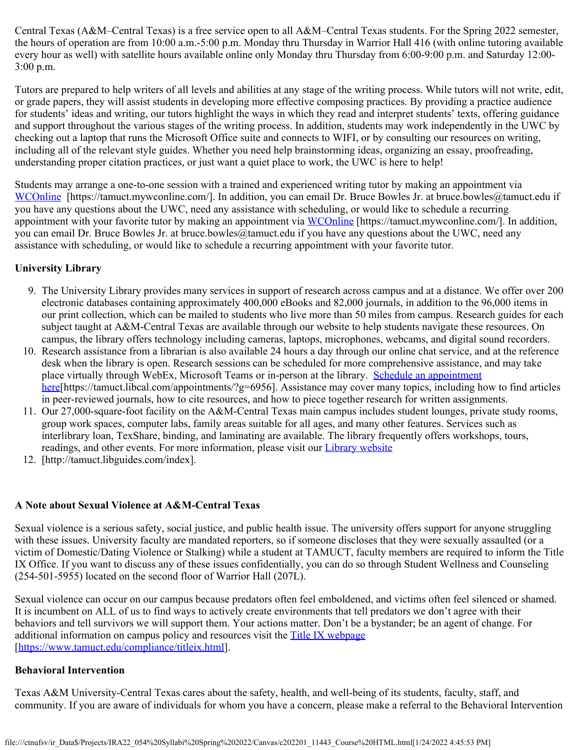Central Texas (A&M–Central Texas) is a free service open to all A&M–Central Texas students. For the Spring 2022 semester, the hours of operation are from 10:00 a.m.-5:00 p.m. Monday thru Thursday in Warrior Hall 416 (with online tutoring available every hour as well) with satellite hours available online only Monday thru Thursday from 6:00-9:00 p.m. and Saturday 12:00-3:00 p.m.

Tutors are prepared to help writers of all levels and abilities at any stage of the writing process. While tutors will not write, edit, or grade papers, they will assist students in developing more effective composing practices. By providing a practice audience for students' ideas and writing, our tutors highlight the ways in which they read and interpret students' texts, offering guidance and support throughout the various stages of the writing process. In addition, students may work independently in the UWC by checking out a laptop that runs the Microsoft Office suite and connects to WIFI, or by consulting our resources on writing, including all of the relevant style guides. Whether you need help brainstorming ideas, organizing an essay, proofreading, understanding proper citation practices, or just want a quiet place to work, the UWC is here to help!

Students may arrange a one-to-one session with a trained and experienced writing tutor by making an appointment via WCOnline [https://tamuct.mywconline.com/]. In addition, you can email Dr. Bruce Bowles Jr. at bruce.bowles@tamuct.edu if you have any questions about the UWC, need any assistance with scheduling, or would like to schedule a recurring appointment with your favorite tutor by making an appointment via WCOnline [https://tamuct.mywconline.com/]. In addition, you can email Dr. Bruce Bowles Jr. at bruce.bowles@tamuct.edu if you have any questions about the UWC, need any assistance with scheduling, or would like to schedule a recurring appointment with your favorite tutor.

**University Library**

9. The University Library provides many services in support of research across campus and at a distance. We offer over 200 electronic databases containing approximately 400,000 eBooks and 82,000 journals, in addition to the 96,000 items in our print collection, which can be mailed to students who live more than 50 miles from campus. Research guides for each subject taught at A&M-Central Texas are available through our website to help students navigate these resources. On campus, the library offers technology including cameras, laptops, microphones, webcams, and digital sound recorders.
10. Research assistance from a librarian is also available 24 hours a day through our online chat service, and at the reference desk when the library is open. Research sessions can be scheduled for more comprehensive assistance, and may take place virtually through WebEx, Microsoft Teams or in-person at the library. Schedule an appointment here[https://tamuct.libcal.com/appointments/?g=6956]. Assistance may cover many topics, including how to find articles in peer-reviewed journals, how to cite resources, and how to piece together research for written assignments.
11. Our 27,000-square-foot facility on the A&M-Central Texas main campus includes student lounges, private study rooms, group work spaces, computer labs, family areas suitable for all ages, and many other features. Services such as interlibrary loan, TexShare, binding, and laminating are available. The library frequently offers workshops, tours, readings, and other events. For more information, please visit our Library website
12. [http://tamuct.libguides.com/index].

**A Note about Sexual Violence at A&M-Central Texas**

Sexual violence is a serious safety, social justice, and public health issue. The university offers support for anyone struggling with these issues. University faculty are mandated reporters, so if someone discloses that they were sexually assaulted (or a victim of Domestic/Dating Violence or Stalking) while a student at TAMUCT, faculty members are required to inform the Title IX Office. If you want to discuss any of these issues confidentially, you can do so through Student Wellness and Counseling (254-501-5955) located on the second floor of Warrior Hall (207L).

Sexual violence can occur on our campus because predators often feel emboldened, and victims often feel silenced or shamed. It is incumbent on ALL of us to find ways to actively create environments that tell predators we don't agree with their behaviors and tell survivors we will support them. Your actions matter. Don't be a bystander; be an agent of change. For additional information on campus policy and resources visit the Title IX webpage [https://www.tamuct.edu/compliance/titleix.html].

**Behavioral Intervention**

Texas A&M University-Central Texas cares about the safety, health, and well-being of its students, faculty, staff, and community. If you are aware of individuals for whom you have a concern, please make a referral to the Behavioral Intervention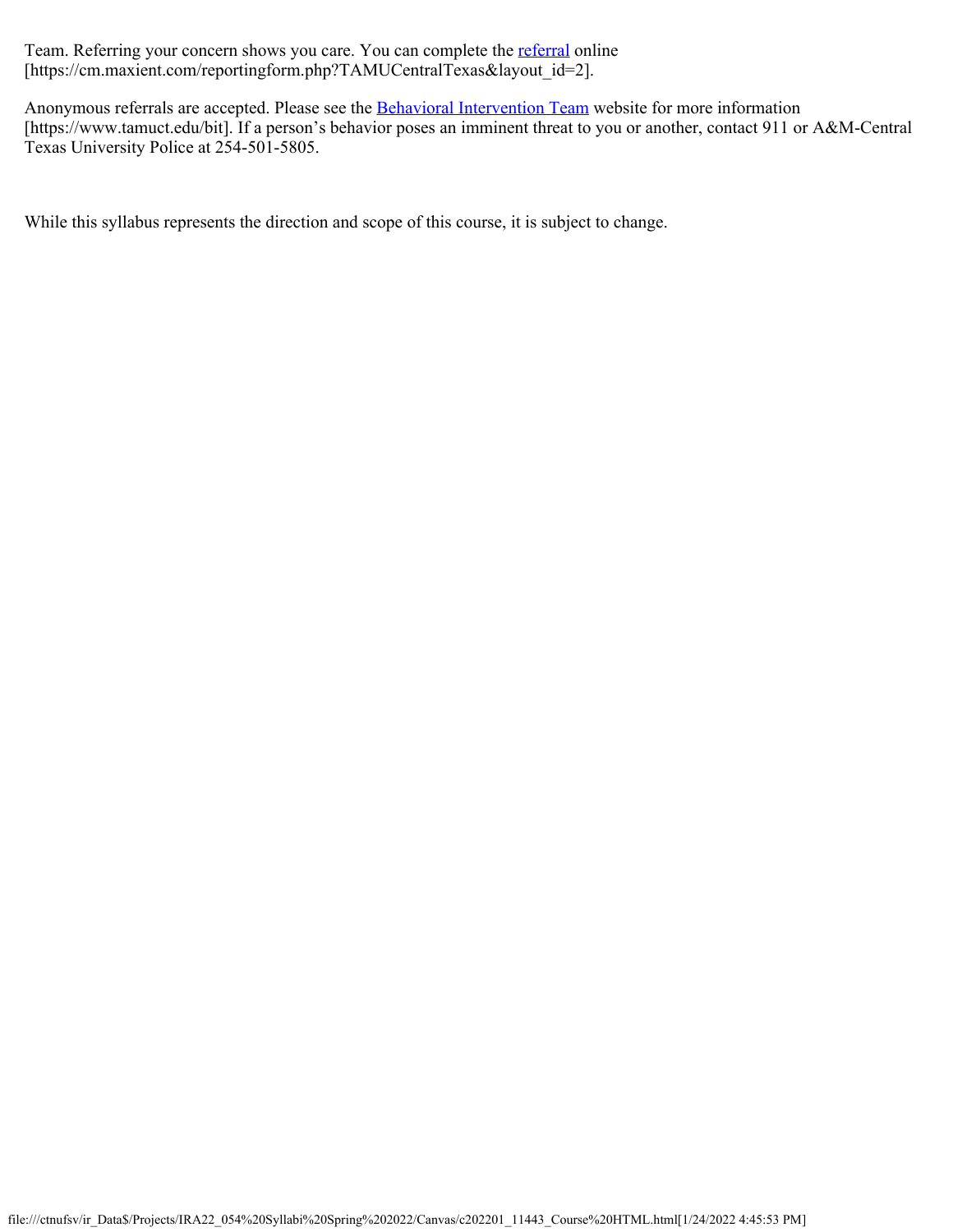Team. Referring your concern shows you care. You can complete the referral online [https://cm.maxient.com/reportingform.php?TAMUCentralTexas&layout_id=2].

Anonymous referrals are accepted. Please see the Behavioral Intervention Team website for more information [https://www.tamuct.edu/bit]. If a person's behavior poses an imminent threat to you or another, contact 911 or A&M-Central Texas University Police at 254-501-5805.

While this syllabus represents the direction and scope of this course, it is subject to change.